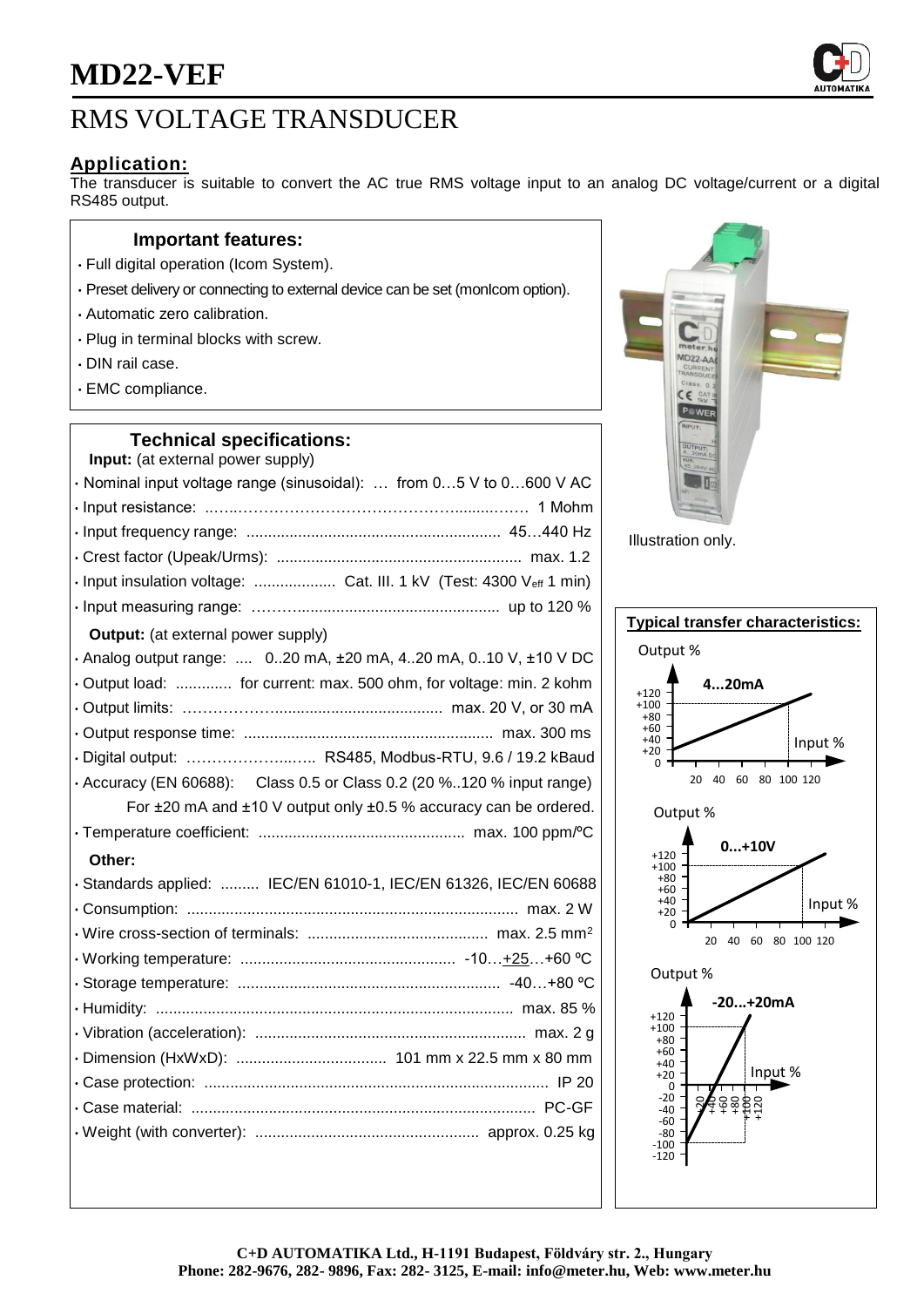# MD22-VEF

## RMS VOLTAGE TRANSDUCER

### Application:

The transducer is suitable to convert the AC true RMS voltage input to an analog DC voltage/current or a digital RS485 output.

### Important features:

- Full digital operation (Icom System).
- Preset delivery or connecting to external device can be set (monIcom option).
- Automatic zero calibration.
- Plug in terminal blocks with screw.
- DIN rail case.
- EMC compliance.

Illustration only.

### Technical specifications:

**Input:** (at external power supply)

- Nominal input voltage range (sinusoidal): … from 0…5 V to 0…600 V AC
- Input resistance: 1 Mohm
- Input frequency range: 45…440 Hz
- Crest factor (Upeak/Urms): max. 1.2
- Input insulation voltage: Cat. III. 1 kV (Test: 4300 $V_{eff}$ 1 min)
- Input measuring range: up to 120 %

**Output:** (at external power supply)

- Analog output range: 0..20 mA, ±20 mA, 4..20 mA, 0..10 V, ±10 V DC
- Output load: for current: max. 500 ohm, for voltage: min. 2 kohm
- Output limits: max. 20 V, or 30 mA
- Output response time: max. 300 ms
- Digital output: RS485, Modbus-RTU, 9.6 / 19.2 kBaud
- Accuracy (EN 60688): Class 0.5 or Class 0.2 (20 %..120 % input range)
  For ±20 mA and ±10 V output only ±0.5 % accuracy can be ordered.
- Temperature coefficient: max. 100 ppm/ºC

**Other:**

- Standards applied: IEC/EN 61010-1, IEC/EN 61326, IEC/EN 60688
- Consumption: max. 2 W
- Wire cross-section of terminals: max. 2.5 $mm^2$
- Working temperature: -10…+25…+60 ºC
- Storage temperature: -40…+80 ºC
- Humidity: max. 85 %
- Vibration (acceleration): max. 2 g
- Dimension (HxWxD): 101 mm x 22.5 mm x 80 mm
- Case protection: IP 20
- Case material: PC-GF
- Weight (with converter): approx. 0.25 kg

### Typical transfer characteristics:

4...20mA — Output % vs Input %

0...+10V — Output % vs Input %

-20...+20mA — Output % vs Input %

**C+D AUTOMATIKA Ltd., H-1191 Budapest, Földváry str. 2., Hungary**
**Phone: 282-9676, 282- 9896, Fax: 282- 3125, E-mail: info@meter.hu, Web: www.meter.hu**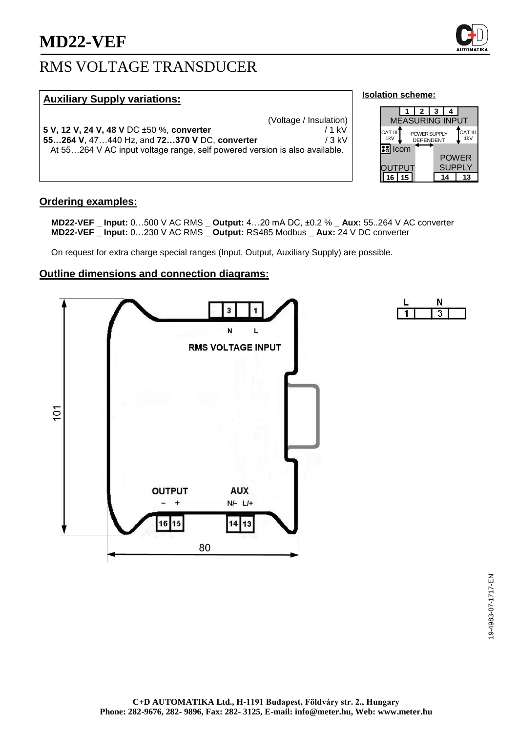# MD22-VEF

## RMS VOLTAGE TRANSDUCER

### Auxiliary Supply variations:

(Voltage / Insulation)

**5 V, 12 V, 24 V, 48 V** DC ±50 %, **converter** / 1 kV

**55…264 V**, 47…440 Hz, and **72…370 V** DC, **converter** / 3 kV

At 55…264 V AC input voltage range, self powered version is also available.

**Isolation scheme:**

1 2 3 4
MEASURING INPUT
CAT III. 1kV
POWER SUPPLY DEPENDENT
CAT III. 1kV
Icom
POWER SUPPLY
OUTPUT
16 15
14 13

### Ordering examples:

**MD22-VEF _ Input:** 0…500 V AC RMS _ **Output:** 4…20 mA DC, ±0.2 % _ **Aux:** 55..264 V AC converter
**MD22-VEF _ Input:** 0…230 V AC RMS _ **Output:** RS485 Modbus _ **Aux:** 24 V DC converter

On request for extra charge special ranges (Input, Output, Auxiliary Supply) are possible.

### Outline dimensions and connection diagrams:

3 1
N L
RMS VOLTAGE INPUT
101
OUTPUT
– +
16 15
AUX
N/- L/+
14 13
80

L N
1 3

19-4983-07-1717-EN

**C+D AUTOMATIKA Ltd., H-1191 Budapest, Földváry str. 2., Hungary**
**Phone: 282-9676, 282- 9896, Fax: 282- 3125, E-mail: info@meter.hu, Web: www.meter.hu**